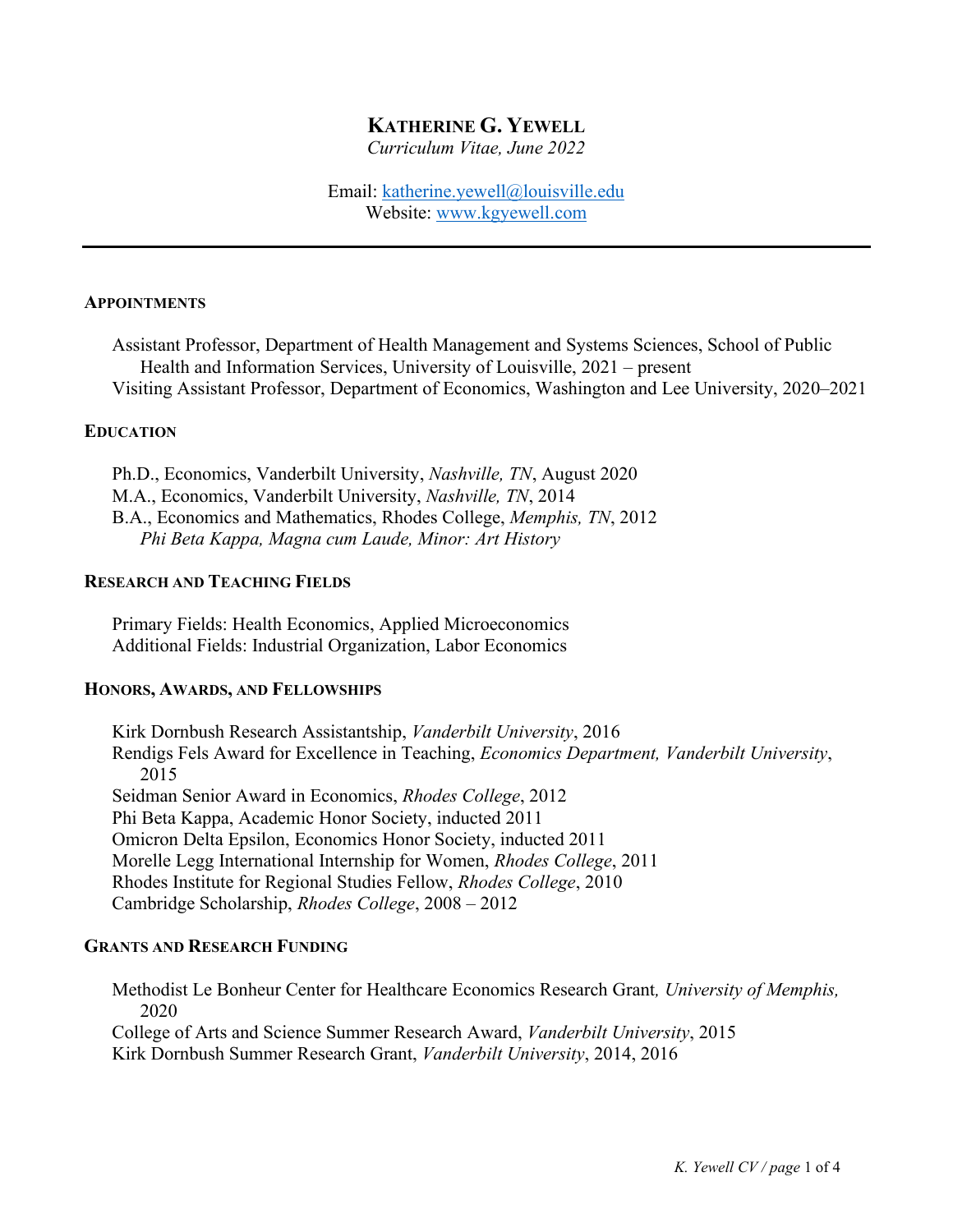# KATHERINE G. YEWELL

*Curriculum Vitae, June 2022*

Email: [katherine.yewell@louisville.edu](mailto:katherine.yewell@louisville.edu)
Website: [www.kgyewell.com](http://www.kgyewell.com)

---

## APPOINTMENTS

Assistant Professor, Department of Health Management and Systems Sciences, School of Public Health and Information Services, University of Louisville, 2021 – present

Visiting Assistant Professor, Department of Economics, Washington and Lee University, 2020–2021

## EDUCATION

Ph.D., Economics, Vanderbilt University, *Nashville, TN*, August 2020

M.A., Economics, Vanderbilt University, *Nashville, TN*, 2014

B.A., Economics and Mathematics, Rhodes College, *Memphis, TN*, 2012
*Phi Beta Kappa, Magna cum Laude, Minor: Art History*

## RESEARCH AND TEACHING FIELDS

Primary Fields: Health Economics, Applied Microeconomics

Additional Fields: Industrial Organization, Labor Economics

## HONORS, AWARDS, AND FELLOWSHIPS

Kirk Dornbush Research Assistantship, *Vanderbilt University*, 2016

Rendigs Fels Award for Excellence in Teaching, *Economics Department, Vanderbilt University*, 2015

Seidman Senior Award in Economics, *Rhodes College*, 2012

Phi Beta Kappa, Academic Honor Society, inducted 2011

Omicron Delta Epsilon, Economics Honor Society, inducted 2011

Morelle Legg International Internship for Women, *Rhodes College*, 2011

Rhodes Institute for Regional Studies Fellow, *Rhodes College*, 2010

Cambridge Scholarship, *Rhodes College*, 2008 – 2012

## GRANTS AND RESEARCH FUNDING

Methodist Le Bonheur Center for Healthcare Economics Research Grant*, University of Memphis,* 2020

College of Arts and Science Summer Research Award, *Vanderbilt University*, 2015

Kirk Dornbush Summer Research Grant, *Vanderbilt University*, 2014, 2016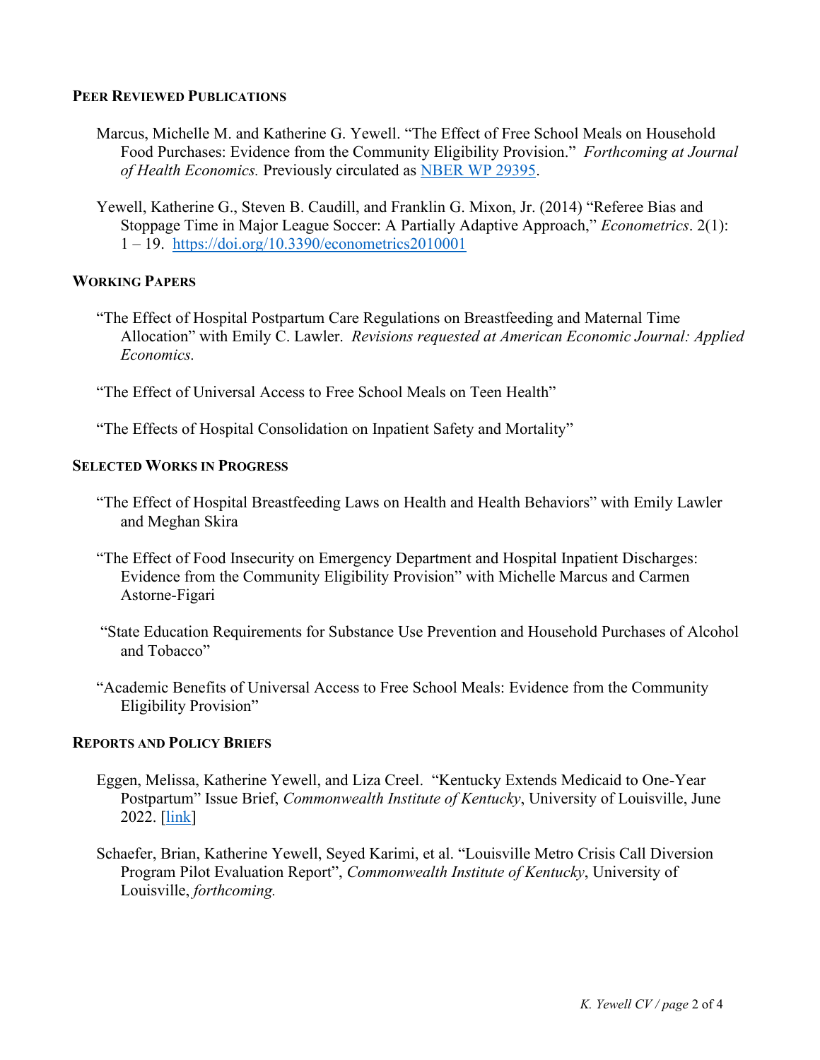## Peer Reviewed Publications

Marcus, Michelle M. and Katherine G. Yewell. "The Effect of Free School Meals on Household Food Purchases: Evidence from the Community Eligibility Provision." *Forthcoming at Journal of Health Economics.* Previously circulated as [NBER WP 29395](https://www.nber.org/papers/w29395).

Yewell, Katherine G., Steven B. Caudill, and Franklin G. Mixon, Jr. (2014) "Referee Bias and Stoppage Time in Major League Soccer: A Partially Adaptive Approach," *Econometrics*. 2(1): 1 – 19. [https://doi.org/10.3390/econometrics2010001](https://doi.org/10.3390/econometrics2010001)

## Working Papers

"The Effect of Hospital Postpartum Care Regulations on Breastfeeding and Maternal Time Allocation" with Emily C. Lawler. *Revisions requested at American Economic Journal: Applied Economics.*

"The Effect of Universal Access to Free School Meals on Teen Health"

"The Effects of Hospital Consolidation on Inpatient Safety and Mortality"

## Selected Works in Progress

"The Effect of Hospital Breastfeeding Laws on Health and Health Behaviors" with Emily Lawler and Meghan Skira

"The Effect of Food Insecurity on Emergency Department and Hospital Inpatient Discharges: Evidence from the Community Eligibility Provision" with Michelle Marcus and Carmen Astorne-Figari

"State Education Requirements for Substance Use Prevention and Household Purchases of Alcohol and Tobacco"

"Academic Benefits of Universal Access to Free School Meals: Evidence from the Community Eligibility Provision"

## Reports and Policy Briefs

Eggen, Melissa, Katherine Yewell, and Liza Creel. "Kentucky Extends Medicaid to One-Year Postpartum" Issue Brief, *Commonwealth Institute of Kentucky*, University of Louisville, June 2022. [link]

Schaefer, Brian, Katherine Yewell, Seyed Karimi, et al. "Louisville Metro Crisis Call Diversion Program Pilot Evaluation Report", *Commonwealth Institute of Kentucky*, University of Louisville, *forthcoming.*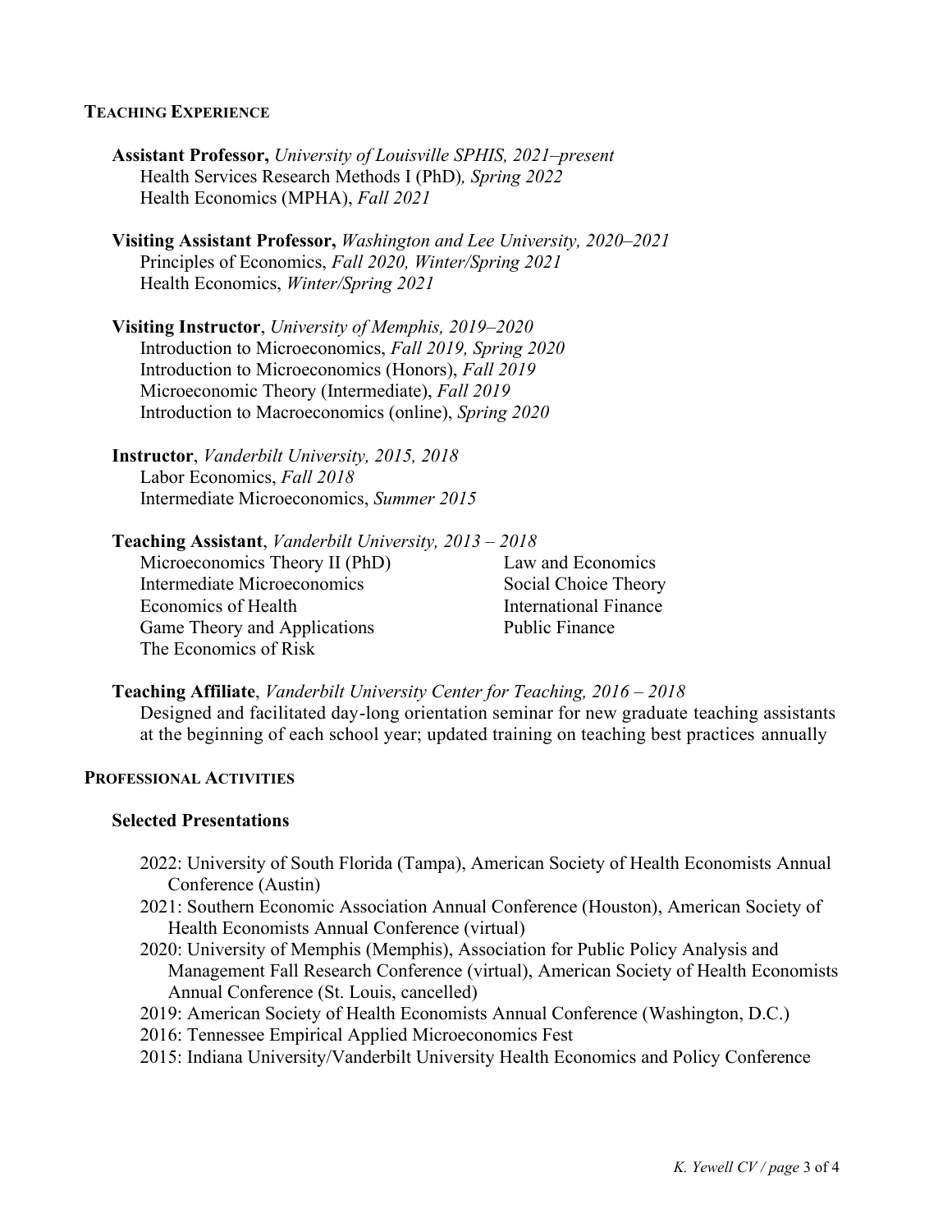## Teaching Experience

**Assistant Professor,** *University of Louisville SPHIS, 2021–present*
Health Services Research Methods I (PhD)*, Spring 2022*
Health Economics (MPHA), *Fall 2021*

**Visiting Assistant Professor,** *Washington and Lee University, 2020–2021*
Principles of Economics, *Fall 2020, Winter/Spring 2021*
Health Economics, *Winter/Spring 2021*

**Visiting Instructor**, *University of Memphis, 2019–2020*
Introduction to Microeconomics, *Fall 2019, Spring 2020*
Introduction to Microeconomics (Honors), *Fall 2019*
Microeconomic Theory (Intermediate), *Fall 2019*
Introduction to Macroeconomics (online), *Spring 2020*

**Instructor**, *Vanderbilt University, 2015, 2018*
Labor Economics, *Fall 2018*
Intermediate Microeconomics, *Summer 2015*

**Teaching Assistant**, *Vanderbilt University, 2013 – 2018*
Microeconomics Theory II (PhD)
Intermediate Microeconomics
Economics of Health
Game Theory and Applications
The Economics of Risk
Law and Economics
Social Choice Theory
International Finance
Public Finance

**Teaching Affiliate**, *Vanderbilt University Center for Teaching, 2016 – 2018*
Designed and facilitated day-long orientation seminar for new graduate teaching assistants at the beginning of each school year; updated training on teaching best practices annually

## Professional Activities

### Selected Presentations

- 2022: University of South Florida (Tampa), American Society of Health Economists Annual Conference (Austin)
- 2021: Southern Economic Association Annual Conference (Houston), American Society of Health Economists Annual Conference (virtual)
- 2020: University of Memphis (Memphis), Association for Public Policy Analysis and Management Fall Research Conference (virtual), American Society of Health Economists Annual Conference (St. Louis, cancelled)
- 2019: American Society of Health Economists Annual Conference (Washington, D.C.)
- 2016: Tennessee Empirical Applied Microeconomics Fest
- 2015: Indiana University/Vanderbilt University Health Economics and Policy Conference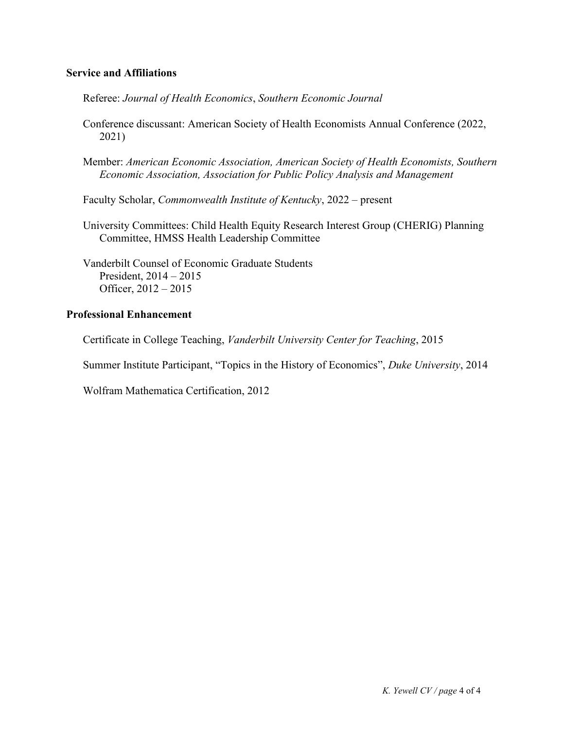## Service and Affiliations

Referee: *Journal of Health Economics*, *Southern Economic Journal*

Conference discussant: American Society of Health Economists Annual Conference (2022, 2021)

Member: *American Economic Association, American Society of Health Economists, Southern Economic Association, Association for Public Policy Analysis and Management*

Faculty Scholar, *Commonwealth Institute of Kentucky*, 2022 – present

University Committees: Child Health Equity Research Interest Group (CHERIG) Planning Committee, HMSS Health Leadership Committee

Vanderbilt Counsel of Economic Graduate Students
President, 2014 – 2015
Officer, 2012 – 2015

## Professional Enhancement

Certificate in College Teaching, *Vanderbilt University Center for Teaching*, 2015

Summer Institute Participant, "Topics in the History of Economics", *Duke University*, 2014

Wolfram Mathematica Certification, 2012